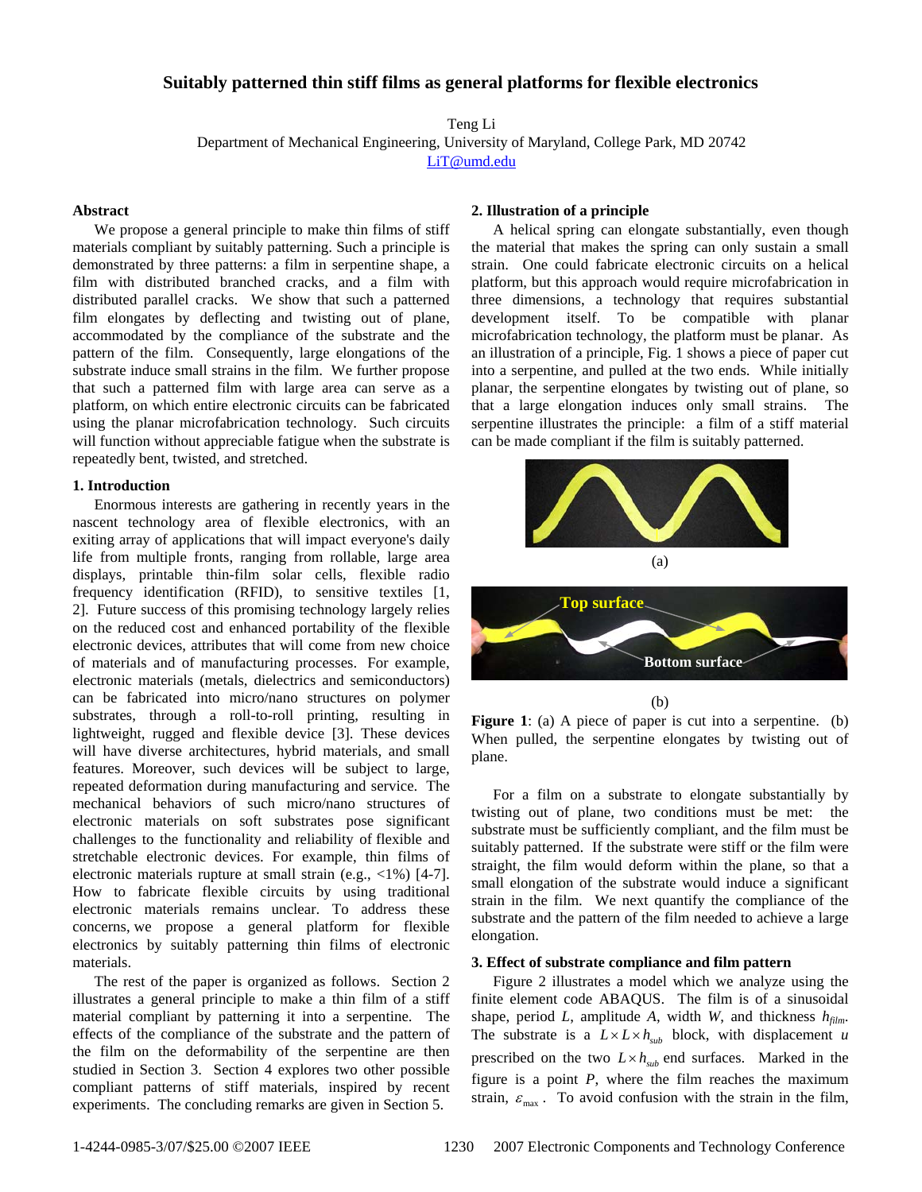# Suitably patterned thin stiff films as general platforms for flexible electronics

Teng Li
Department of Mechanical Engineering, University of Maryland, College Park, MD 20742
LiT@umd.edu

## Abstract

We propose a general principle to make thin films of stiff materials compliant by suitably patterning. Such a principle is demonstrated by three patterns: a film in serpentine shape, a film with distributed branched cracks, and a film with distributed parallel cracks. We show that such a patterned film elongates by deflecting and twisting out of plane, accommodated by the compliance of the substrate and the pattern of the film. Consequently, large elongations of the substrate induce small strains in the film. We further propose that such a patterned film with large area can serve as a platform, on which entire electronic circuits can be fabricated using the planar microfabrication technology. Such circuits will function without appreciable fatigue when the substrate is repeatedly bent, twisted, and stretched.

## 1. Introduction

Enormous interests are gathering in recently years in the nascent technology area of flexible electronics, with an exiting array of applications that will impact everyone's daily life from multiple fronts, ranging from rollable, large area displays, printable thin-film solar cells, flexible radio frequency identification (RFID), to sensitive textiles [1, 2]. Future success of this promising technology largely relies on the reduced cost and enhanced portability of the flexible electronic devices, attributes that will come from new choice of materials and of manufacturing processes. For example, electronic materials (metals, dielectrics and semiconductors) can be fabricated into micro/nano structures on polymer substrates, through a roll-to-roll printing, resulting in lightweight, rugged and flexible device [3]. These devices will have diverse architectures, hybrid materials, and small features. Moreover, such devices will be subject to large, repeated deformation during manufacturing and service. The mechanical behaviors of such micro/nano structures of electronic materials on soft substrates pose significant challenges to the functionality and reliability of flexible and stretchable electronic devices. For example, thin films of electronic materials rupture at small strain (e.g., <1%) [4-7]. How to fabricate flexible circuits by using traditional electronic materials remains unclear. To address these concerns, we propose a general platform for flexible electronics by suitably patterning thin films of electronic materials.

The rest of the paper is organized as follows. Section 2 illustrates a general principle to make a thin film of a stiff material compliant by patterning it into a serpentine. The effects of the compliance of the substrate and the pattern of the film on the deformability of the serpentine are then studied in Section 3. Section 4 explores two other possible compliant patterns of stiff materials, inspired by recent experiments. The concluding remarks are given in Section 5.

## 2. Illustration of a principle

A helical spring can elongate substantially, even though the material that makes the spring can only sustain a small strain. One could fabricate electronic circuits on a helical platform, but this approach would require microfabrication in three dimensions, a technology that requires substantial development itself. To be compatible with planar microfabrication technology, the platform must be planar. As an illustration of a principle, Fig. 1 shows a piece of paper cut into a serpentine, and pulled at the two ends. While initially planar, the serpentine elongates by twisting out of plane, so that a large elongation induces only small strains. The serpentine illustrates the principle: a film of a stiff material can be made compliant if the film is suitably patterned.

(a)

Top surface

Bottom surface

(b)

**Figure 1**: (a) A piece of paper is cut into a serpentine. (b) When pulled, the serpentine elongates by twisting out of plane.

For a film on a substrate to elongate substantially by twisting out of plane, two conditions must be met: the substrate must be sufficiently compliant, and the film must be suitably patterned. If the substrate were stiff or the film were straight, the film would deform within the plane, so that a small elongation of the substrate would induce a significant strain in the film. We next quantify the compliance of the substrate and the pattern of the film needed to achieve a large elongation.

## 3. Effect of substrate compliance and film pattern

Figure 2 illustrates a model which we analyze using the finite element code ABAQUS. The film is of a sinusoidal shape, period $L$, amplitude $A$, width $W$, and thickness $h_{film}$. The substrate is a $L \times L \times h_{sub}$ block, with displacement $u$ prescribed on the two $L \times h_{sub}$ end surfaces. Marked in the figure is a point $P$, where the film reaches the maximum strain, $\varepsilon_{\max}$. To avoid confusion with the strain in the film,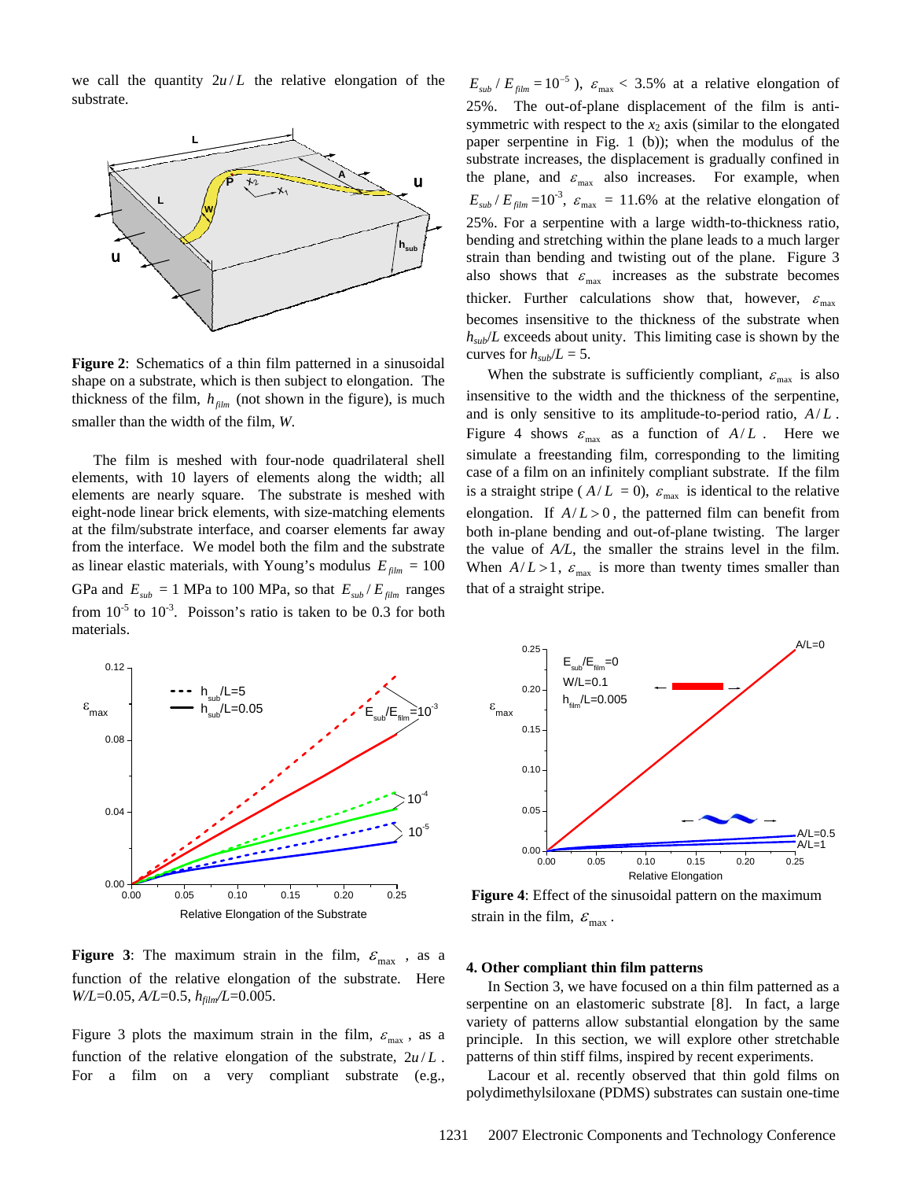we call the quantity $2u/L$ the relative elongation of the substrate.

**Figure 2**: Schematics of a thin film patterned in a sinusoidal shape on a substrate, which is then subject to elongation. The thickness of the film, $h_{film}$ (not shown in the figure), is much smaller than the width of the film, $W$.

The film is meshed with four-node quadrilateral shell elements, with 10 layers of elements along the width; all elements are nearly square. The substrate is meshed with eight-node linear brick elements, with size-matching elements at the film/substrate interface, and coarser elements far away from the interface. We model both the film and the substrate as linear elastic materials, with Young's modulus $E_{film}$ = 100 GPa and $E_{sub}$ = 1 MPa to 100 MPa, so that $E_{sub}/E_{film}$ ranges from $10^{-5}$ to $10^{-3}$. Poisson's ratio is taken to be 0.3 for both materials.

**Figure 3**: The maximum strain in the film, $\varepsilon_{max}$, as a function of the relative elongation of the substrate. Here $W/L$=0.05, $A/L$=0.5, $h_{film}/L$=0.005.

Figure 3 plots the maximum strain in the film, $\varepsilon_{max}$, as a function of the relative elongation of the substrate, $2u/L$. For a film on a very compliant substrate (e.g., $E_{sub}/E_{film} = 10^{-5}$), $\varepsilon_{max}$ < 3.5% at a relative elongation of 25%. The out-of-plane displacement of the film is anti-symmetric with respect to the $x_2$ axis (similar to the elongated paper serpentine in Fig. 1 (b)); when the modulus of the substrate increases, the displacement is gradually confined in the plane, and $\varepsilon_{max}$ also increases. For example, when $E_{sub}/E_{film} = 10^{-3}$, $\varepsilon_{max}$ = 11.6% at the relative elongation of 25%. For a serpentine with a large width-to-thickness ratio, bending and stretching within the plane leads to a much larger strain than bending and twisting out of the plane. Figure 3 also shows that $\varepsilon_{max}$ increases as the substrate becomes thicker. Further calculations show that, however, $\varepsilon_{max}$ becomes insensitive to the thickness of the substrate when $h_{sub}/L$ exceeds about unity. This limiting case is shown by the curves for $h_{sub}/L$ = 5.

When the substrate is sufficiently compliant, $\varepsilon_{max}$ is also insensitive to the width and the thickness of the serpentine, and is only sensitive to its amplitude-to-period ratio, $A/L$. Figure 4 shows $\varepsilon_{max}$ as a function of $A/L$. Here we simulate a freestanding film, corresponding to the limiting case of a film on an infinitely compliant substrate. If the film is a straight stripe ($A/L$ = 0), $\varepsilon_{max}$ is identical to the relative elongation. If $A/L > 0$, the patterned film can benefit from both in-plane bending and out-of-plane twisting. The larger the value of $A/L$, the smaller the strains level in the film. When $A/L > 1$, $\varepsilon_{max}$ is more than twenty times smaller than that of a straight stripe.

**Figure 4**: Effect of the sinusoidal pattern on the maximum strain in the film, $\varepsilon_{max}$.

## 4. Other compliant thin film patterns

In Section 3, we have focused on a thin film patterned as a serpentine on an elastomeric substrate [8]. In fact, a large variety of patterns allow substantial elongation by the same principle. In this section, we will explore other stretchable patterns of thin stiff films, inspired by recent experiments.

Lacour et al. recently observed that thin gold films on polydimethylsiloxane (PDMS) substrates can sustain one-time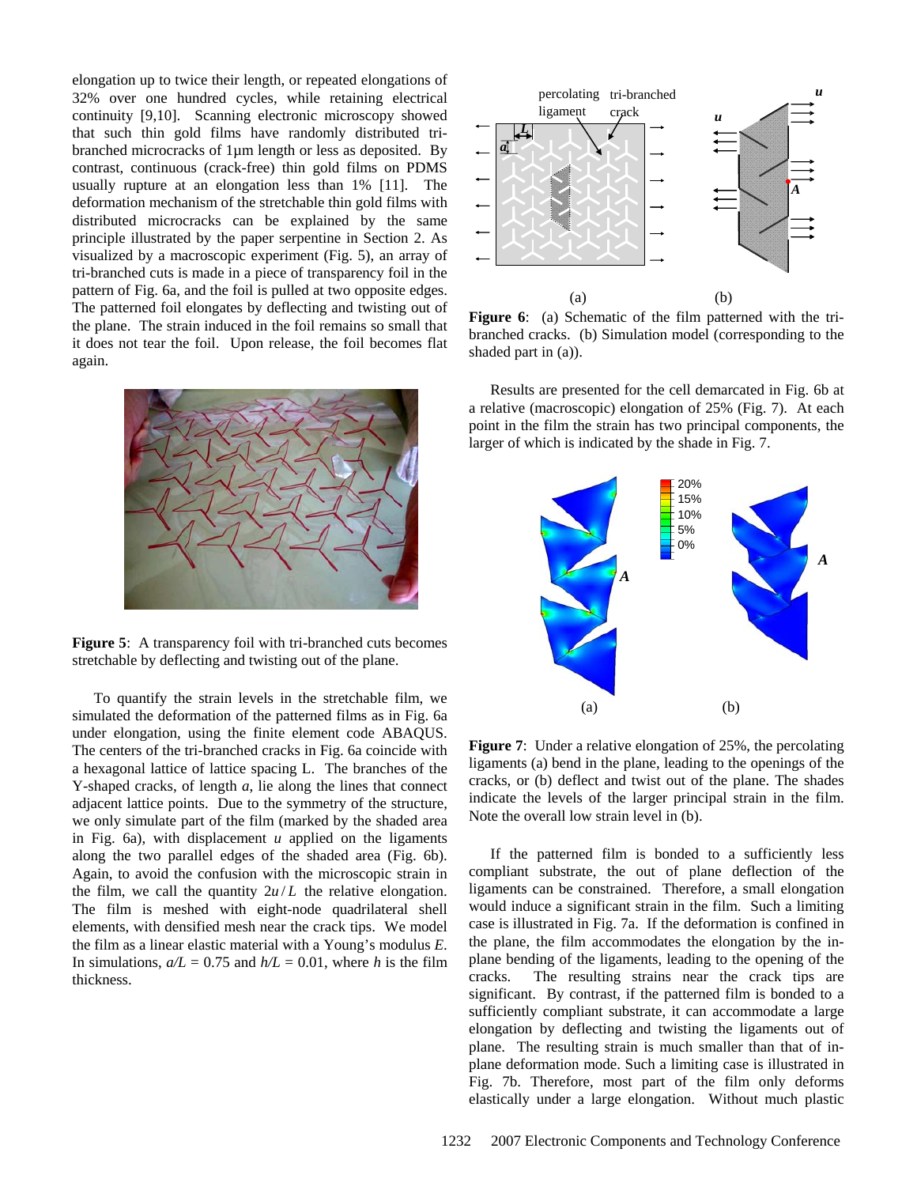elongation up to twice their length, or repeated elongations of 32% over one hundred cycles, while retaining electrical continuity [9,10]. Scanning electronic microscopy showed that such thin gold films have randomly distributed tri-branched microcracks of 1μm length or less as deposited. By contrast, continuous (crack-free) thin gold films on PDMS usually rupture at an elongation less than 1% [11]. The deformation mechanism of the stretchable thin gold films with distributed microcracks can be explained by the same principle illustrated by the paper serpentine in Section 2. As visualized by a macroscopic experiment (Fig. 5), an array of tri-branched cuts is made in a piece of transparency foil in the pattern of Fig. 6a, and the foil is pulled at two opposite edges. The patterned foil elongates by deflecting and twisting out of the plane. The strain induced in the foil remains so small that it does not tear the foil. Upon release, the foil becomes flat again.

**Figure 5**: A transparency foil with tri-branched cuts becomes stretchable by deflecting and twisting out of the plane.

To quantify the strain levels in the stretchable film, we simulated the deformation of the patterned films as in Fig. 6a under elongation, using the finite element code ABAQUS. The centers of the tri-branched cracks in Fig. 6a coincide with a hexagonal lattice of lattice spacing L. The branches of the Y-shaped cracks, of length *a*, lie along the lines that connect adjacent lattice points. Due to the symmetry of the structure, we only simulate part of the film (marked by the shaded area in Fig. 6a), with displacement *u* applied on the ligaments along the two parallel edges of the shaded area (Fig. 6b). Again, to avoid the confusion with the microscopic strain in the film, we call the quantity $2u/L$ the relative elongation. The film is meshed with eight-node quadrilateral shell elements, with densified mesh near the crack tips. We model the film as a linear elastic material with a Young's modulus *E*. In simulations, $a/L = 0.75$ and $h/L = 0.01$, where *h* is the film thickness.

**Figure 6**: (a) Schematic of the film patterned with the tri-branched cracks. (b) Simulation model (corresponding to the shaded part in (a)).

Results are presented for the cell demarcated in Fig. 6b at a relative (macroscopic) elongation of 25% (Fig. 7). At each point in the film the strain has two principal components, the larger of which is indicated by the shade in Fig. 7.

**Figure 7**: Under a relative elongation of 25%, the percolating ligaments (a) bend in the plane, leading to the openings of the cracks, or (b) deflect and twist out of the plane. The shades indicate the levels of the larger principal strain in the film. Note the overall low strain level in (b).

If the patterned film is bonded to a sufficiently less compliant substrate, the out of plane deflection of the ligaments can be constrained. Therefore, a small elongation would induce a significant strain in the film. Such a limiting case is illustrated in Fig. 7a. If the deformation is confined in the plane, the film accommodates the elongation by the in-plane bending of the ligaments, leading to the opening of the cracks. The resulting strains near the crack tips are significant. By contrast, if the patterned film is bonded to a sufficiently compliant substrate, it can accommodate a large elongation by deflecting and twisting the ligaments out of plane. The resulting strain is much smaller than that of in-plane deformation mode. Such a limiting case is illustrated in Fig. 7b. Therefore, most part of the film only deforms elastically under a large elongation. Without much plastic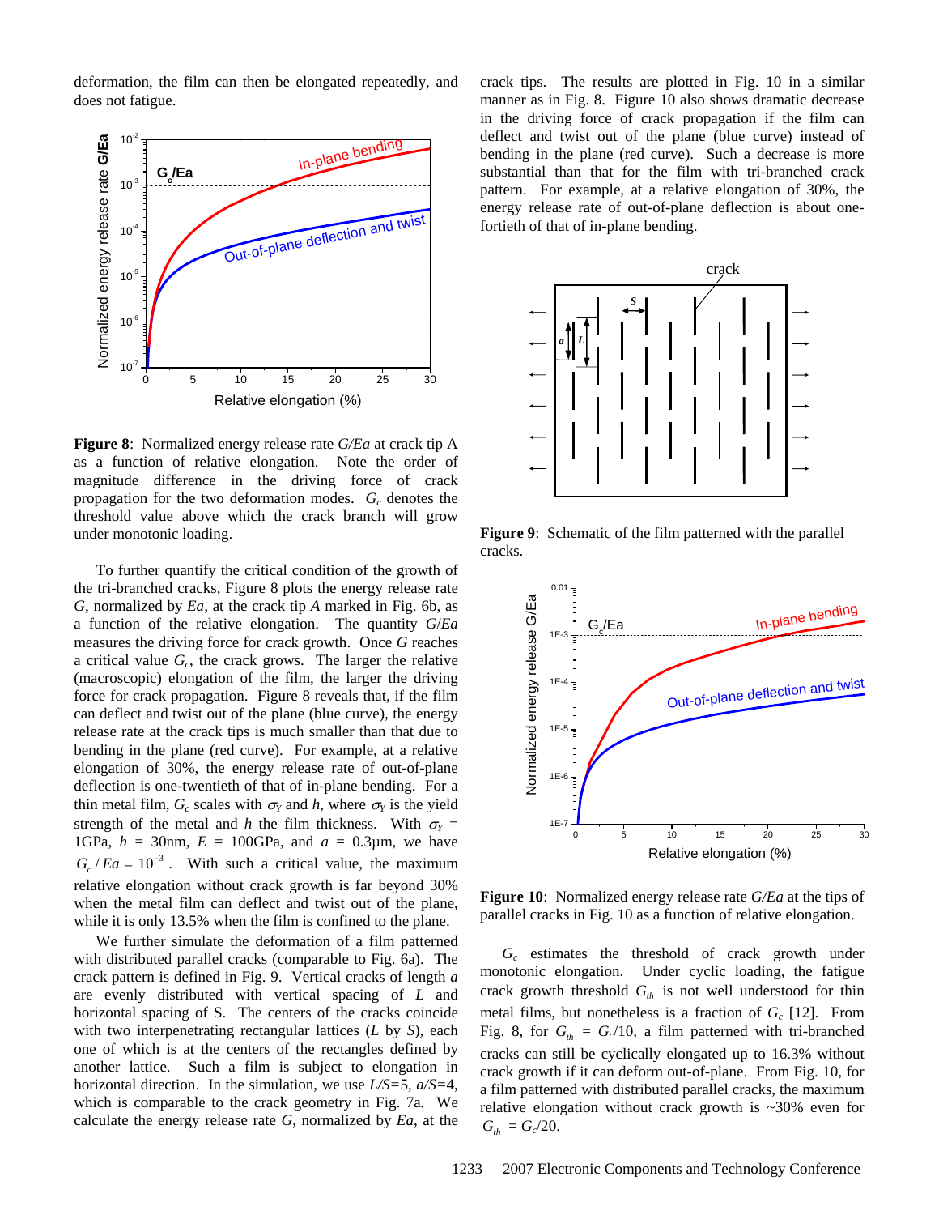deformation, the film can then be elongated repeatedly, and does not fatigue.

**Figure 8**: Normalized energy release rate *G/Ea* at crack tip A as a function of relative elongation. Note the order of magnitude difference in the driving force of crack propagation for the two deformation modes. $G_c$ denotes the threshold value above which the crack branch will grow under monotonic loading.

To further quantify the critical condition of the growth of the tri-branched cracks, Figure 8 plots the energy release rate *G*, normalized by *Ea*, at the crack tip *A* marked in Fig. 6b, as a function of the relative elongation. The quantity *G*/*Ea* measures the driving force for crack growth. Once *G* reaches a critical value $G_c$, the crack grows. The larger the relative (macroscopic) elongation of the film, the larger the driving force for crack propagation. Figure 8 reveals that, if the film can deflect and twist out of the plane (blue curve), the energy release rate at the crack tips is much smaller than that due to bending in the plane (red curve). For example, at a relative elongation of 30%, the energy release rate of out-of-plane deflection is one-twentieth of that of in-plane bending. For a thin metal film, $G_c$ scales with $\sigma_Y$ and *h*, where $\sigma_Y$ is the yield strength of the metal and *h* the film thickness. With $\sigma_Y$ = 1GPa, *h* = 30nm, *E* = 100GPa, and *a* = 0.3μm, we have $G_c / Ea = 10^{-3}$. With such a critical value, the maximum relative elongation without crack growth is far beyond 30% when the metal film can deflect and twist out of the plane, while it is only 13.5% when the film is confined to the plane.

We further simulate the deformation of a film patterned with distributed parallel cracks (comparable to Fig. 6a). The crack pattern is defined in Fig. 9. Vertical cracks of length *a* are evenly distributed with vertical spacing of *L* and horizontal spacing of S. The centers of the cracks coincide with two interpenetrating rectangular lattices (*L* by *S*), each one of which is at the centers of the rectangles defined by another lattice. Such a film is subject to elongation in horizontal direction. In the simulation, we use *L/S*=5, *a/S*=4, which is comparable to the crack geometry in Fig. 7a. We calculate the energy release rate *G*, normalized by *Ea*, at the crack tips. The results are plotted in Fig. 10 in a similar manner as in Fig. 8. Figure 10 also shows dramatic decrease in the driving force of crack propagation if the film can deflect and twist out of the plane (blue curve) instead of bending in the plane (red curve). Such a decrease is more substantial than that for the film with tri-branched crack pattern. For example, at a relative elongation of 30%, the energy release rate of out-of-plane deflection is about one-fortieth of that of in-plane bending.

**Figure 9**: Schematic of the film patterned with the parallel cracks.

**Figure 10**: Normalized energy release rate *G/Ea* at the tips of parallel cracks in Fig. 10 as a function of relative elongation.

$G_c$ estimates the threshold of crack growth under monotonic elongation. Under cyclic loading, the fatigue crack growth threshold $G_{th}$ is not well understood for thin metal films, but nonetheless is a fraction of $G_c$ [12]. From Fig. 8, for $G_{th}$ = $G_c$/10, a film patterned with tri-branched cracks can still be cyclically elongated up to 16.3% without crack growth if it can deform out-of-plane. From Fig. 10, for a film patterned with distributed parallel cracks, the maximum relative elongation without crack growth is ~30% even for $G_{th}$ = $G_c$/20.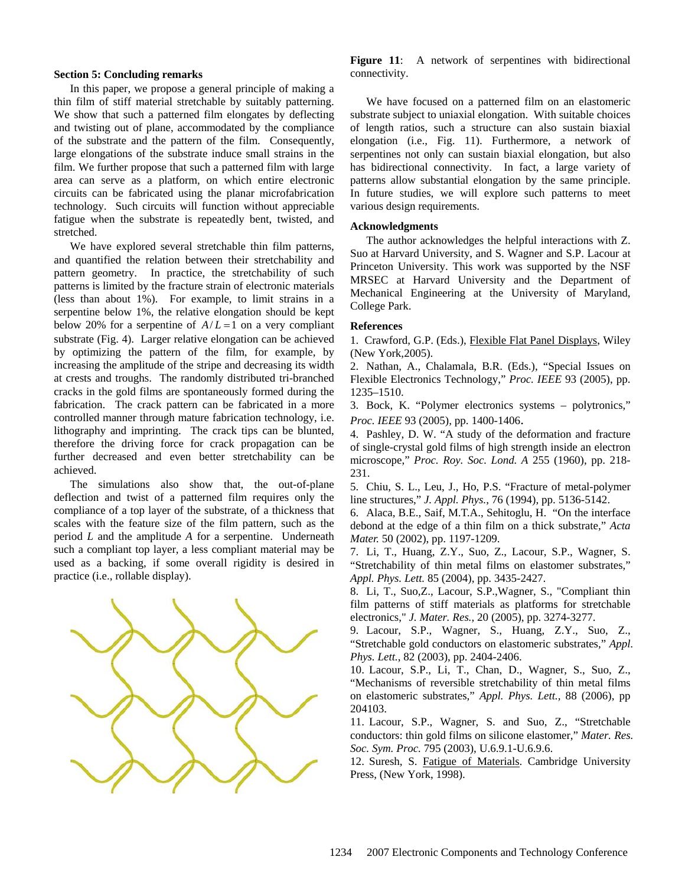### Section 5: Concluding remarks

In this paper, we propose a general principle of making a thin film of stiff material stretchable by suitably patterning. We show that such a patterned film elongates by deflecting and twisting out of plane, accommodated by the compliance of the substrate and the pattern of the film. Consequently, large elongations of the substrate induce small strains in the film. We further propose that such a patterned film with large area can serve as a platform, on which entire electronic circuits can be fabricated using the planar microfabrication technology. Such circuits will function without appreciable fatigue when the substrate is repeatedly bent, twisted, and stretched.

We have explored several stretchable thin film patterns, and quantified the relation between their stretchability and pattern geometry. In practice, the stretchability of such patterns is limited by the fracture strain of electronic materials (less than about 1%). For example, to limit strains in a serpentine below 1%, the relative elongation should be kept below 20% for a serpentine of $A/L=1$ on a very compliant substrate (Fig. 4). Larger relative elongation can be achieved by optimizing the pattern of the film, for example, by increasing the amplitude of the stripe and decreasing its width at crests and troughs. The randomly distributed tri-branched cracks in the gold films are spontaneously formed during the fabrication. The crack pattern can be fabricated in a more controlled manner through mature fabrication technology, i.e. lithography and imprinting. The crack tips can be blunted, therefore the driving force for crack propagation can be further decreased and even better stretchability can be achieved.

The simulations also show that, the out-of-plane deflection and twist of a patterned film requires only the compliance of a top layer of the substrate, of a thickness that scales with the feature size of the film pattern, such as the period $L$ and the amplitude $A$ for a serpentine. Underneath such a compliant top layer, a less compliant material may be used as a backing, if some overall rigidity is desired in practice (i.e., rollable display).

**Figure 11**: A network of serpentines with bidirectional connectivity.

We have focused on a patterned film on an elastomeric substrate subject to uniaxial elongation. With suitable choices of length ratios, such a structure can also sustain biaxial elongation (i.e., Fig. 11). Furthermore, a network of serpentines not only can sustain biaxial elongation, but also has bidirectional connectivity. In fact, a large variety of patterns allow substantial elongation by the same principle. In future studies, we will explore such patterns to meet various design requirements.

### Acknowledgments

The author acknowledges the helpful interactions with Z. Suo at Harvard University, and S. Wagner and S.P. Lacour at Princeton University. This work was supported by the NSF MRSEC at Harvard University and the Department of Mechanical Engineering at the University of Maryland, College Park.

### References

1. Crawford, G.P. (Eds.), Flexible Flat Panel Displays, Wiley (New York,2005).
2. Nathan, A., Chalamala, B.R. (Eds.), "Special Issues on Flexible Electronics Technology," *Proc. IEEE* 93 (2005), pp. 1235–1510.
3. Bock, K. "Polymer electronics systems – polytronics," *Proc. IEEE* 93 (2005), pp. 1400-1406.
4. Pashley, D. W. "A study of the deformation and fracture of single-crystal gold films of high strength inside an electron microscope," *Proc. Roy. Soc. Lond. A* 255 (1960), pp. 218-231.
5. Chiu, S. L., Leu, J., Ho, P.S. "Fracture of metal-polymer line structures," *J. Appl. Phys.*, 76 (1994), pp. 5136-5142.
6. Alaca, B.E., Saif, M.T.A., Sehitoglu, H. "On the interface debond at the edge of a thin film on a thick substrate," *Acta Mater.* 50 (2002), pp. 1197-1209.
7. Li, T., Huang, Z.Y., Suo, Z., Lacour, S.P., Wagner, S. "Stretchability of thin metal films on elastomer substrates," *Appl. Phys. Lett.* 85 (2004), pp. 3435-2427.
8. Li, T., Suo,Z., Lacour, S.P.,Wagner, S., "Compliant thin film patterns of stiff materials as platforms for stretchable electronics," *J. Mater. Res.*, 20 (2005), pp. 3274-3277.
9. Lacour, S.P., Wagner, S., Huang, Z.Y., Suo, Z., "Stretchable gold conductors on elastomeric substrates," *Appl. Phys. Lett.*, 82 (2003), pp. 2404-2406.
10. Lacour, S.P., Li, T., Chan, D., Wagner, S., Suo, Z., "Mechanisms of reversible stretchability of thin metal films on elastomeric substrates," *Appl. Phys. Lett.*, 88 (2006), pp 204103.
11. Lacour, S.P., Wagner, S. and Suo, Z., "Stretchable conductors: thin gold films on silicone elastomer," *Mater. Res. Soc. Sym. Proc.* 795 (2003), U.6.9.1-U.6.9.6.
12. Suresh, S. Fatigue of Materials. Cambridge University Press, (New York, 1998).